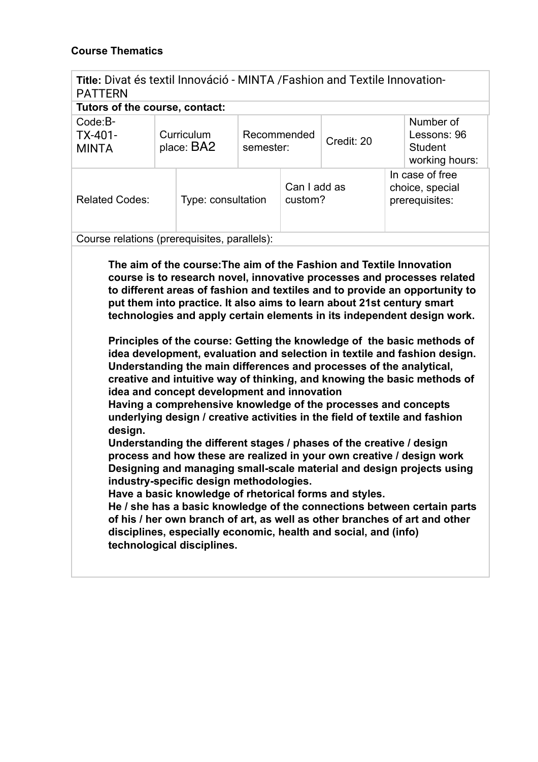**Course Thematics**

| **Title:** Divat és textil Innováció - MINTA /Fashion and Textile Innovation-PATTERN | | | | | |
|---|---|---|---|---|---|
| **Tutors of the course, contact:** | | | | | |
| Code:B-TX-401-MINTA | Curriculum place: BA2 | Recommended semester: | | Credit: 20 | Number of Lessons: 96 Student working hours: |
| Related Codes: | Type: consultation | | Can I add as custom? | | In case of free choice, special prerequisites: |
| Course relations (prerequisites, parallels): | | | | | |

**The aim of the course:The aim of the Fashion and Textile Innovation course is to research novel, innovative processes and processes related to different areas of fashion and textiles and to provide an opportunity to put them into practice. It also aims to learn about 21st century smart technologies and apply certain elements in its independent design work.**

**Principles of the course: Getting the knowledge of the basic methods of idea development, evaluation and selection in textile and fashion design. Understanding the main differences and processes of the analytical, creative and intuitive way of thinking, and knowing the basic methods of idea and concept development and innovation**
**Having a comprehensive knowledge of the processes and concepts underlying design / creative activities in the field of textile and fashion design.**
**Understanding the different stages / phases of the creative / design process and how these are realized in your own creative / design work**
**Designing and managing small-scale material and design projects using industry-specific design methodologies.**
**Have a basic knowledge of rhetorical forms and styles.**
**He / she has a basic knowledge of the connections between certain parts of his / her own branch of art, as well as other branches of art and other disciplines, especially economic, health and social, and (info) technological disciplines.**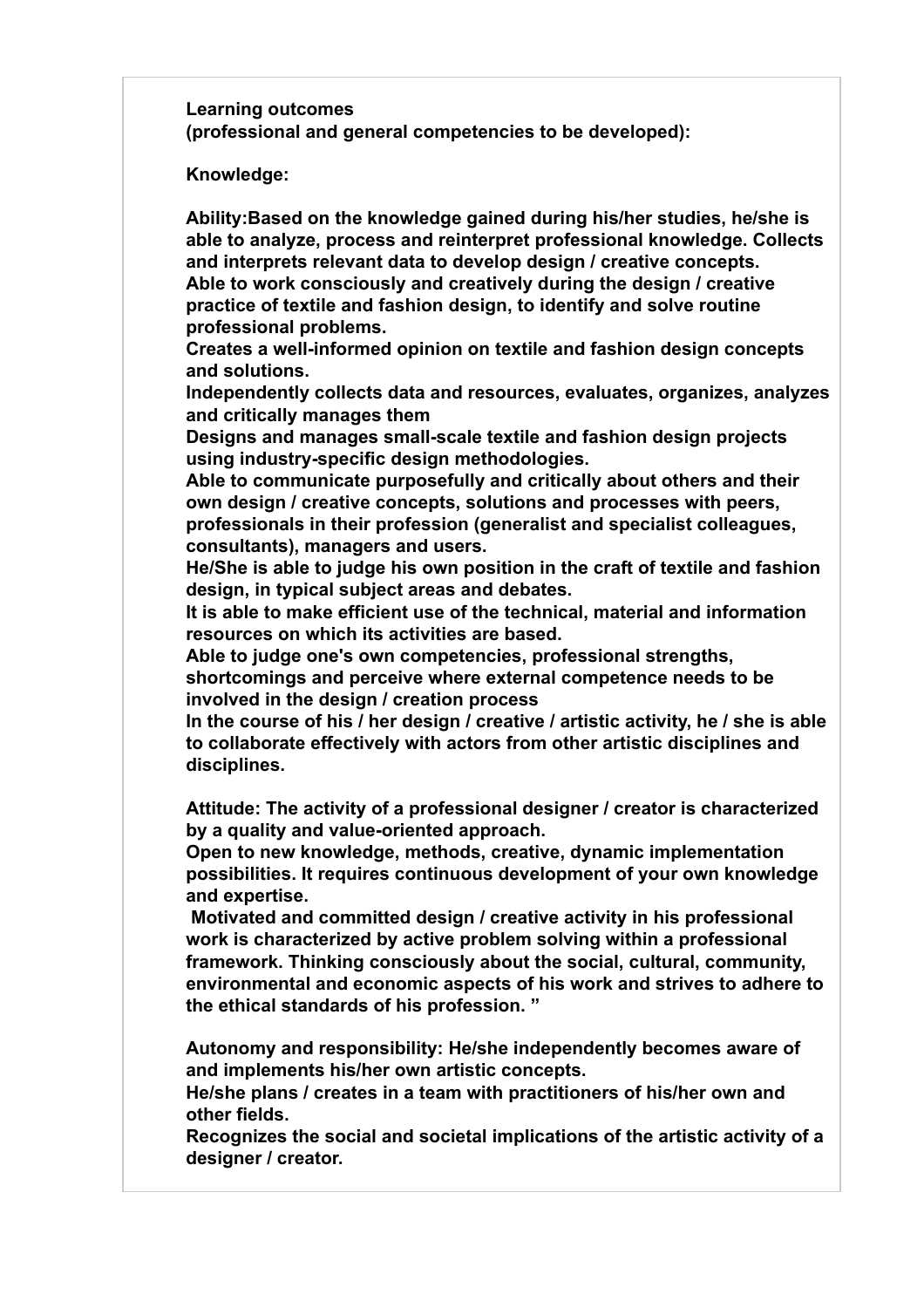**Learning outcomes**
**(professional and general competencies to be developed):**

**Knowledge:**

**Ability:Based on the knowledge gained during his/her studies, he/she is able to analyze, process and reinterpret professional knowledge. Collects and interprets relevant data to develop design / creative concepts.**
**Able to work consciously and creatively during the design / creative practice of textile and fashion design, to identify and solve routine professional problems.**
**Creates a well-informed opinion on textile and fashion design concepts and solutions.**
**Independently collects data and resources, evaluates, organizes, analyzes and critically manages them**
**Designs and manages small-scale textile and fashion design projects using industry-specific design methodologies.**
**Able to communicate purposefully and critically about others and their own design / creative concepts, solutions and processes with peers, professionals in their profession (generalist and specialist colleagues, consultants), managers and users.**
**He/She is able to judge his own position in the craft of textile and fashion design, in typical subject areas and debates.**
**It is able to make efficient use of the technical, material and information resources on which its activities are based.**
**Able to judge one's own competencies, professional strengths, shortcomings and perceive where external competence needs to be involved in the design / creation process**
**In the course of his / her design / creative / artistic activity, he / she is able to collaborate effectively with actors from other artistic disciplines and disciplines.**

**Attitude: The activity of a professional designer / creator is characterized by a quality and value-oriented approach.**
**Open to new knowledge, methods, creative, dynamic implementation possibilities. It requires continuous development of your own knowledge and expertise.**
**Motivated and committed design / creative activity in his professional work is characterized by active problem solving within a professional framework. Thinking consciously about the social, cultural, community, environmental and economic aspects of his work and strives to adhere to the ethical standards of his profession. "**

**Autonomy and responsibility: He/she independently becomes aware of and implements his/her own artistic concepts.**
**He/she plans / creates in a team with practitioners of his/her own and other fields.**
**Recognizes the social and societal implications of the artistic activity of a designer / creator.**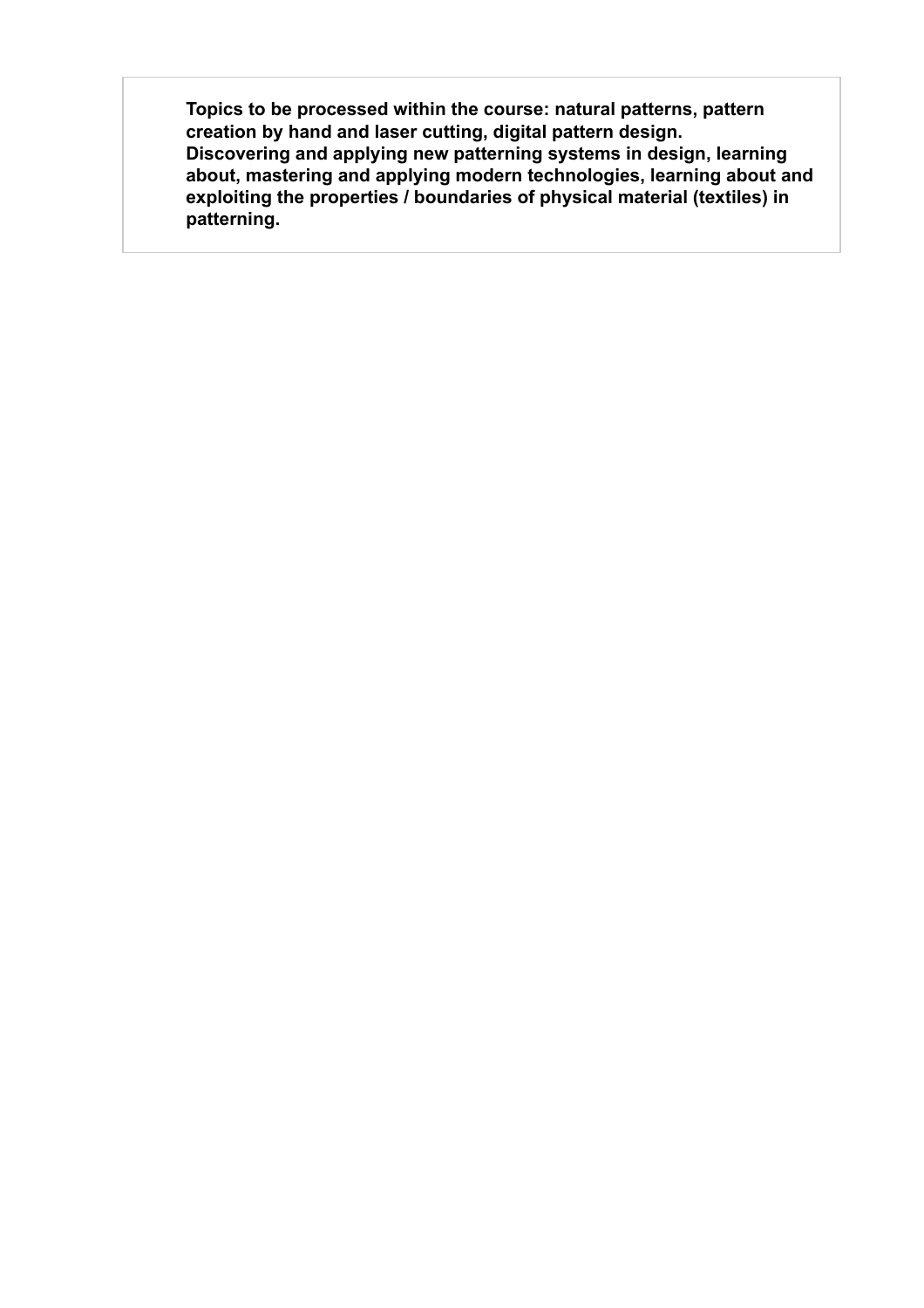**Topics to be processed within the course: natural patterns, pattern creation by hand and laser cutting, digital pattern design.**
**Discovering and applying new patterning systems in design, learning about, mastering and applying modern technologies, learning about and exploiting the properties / boundaries of physical material (textiles) in patterning.**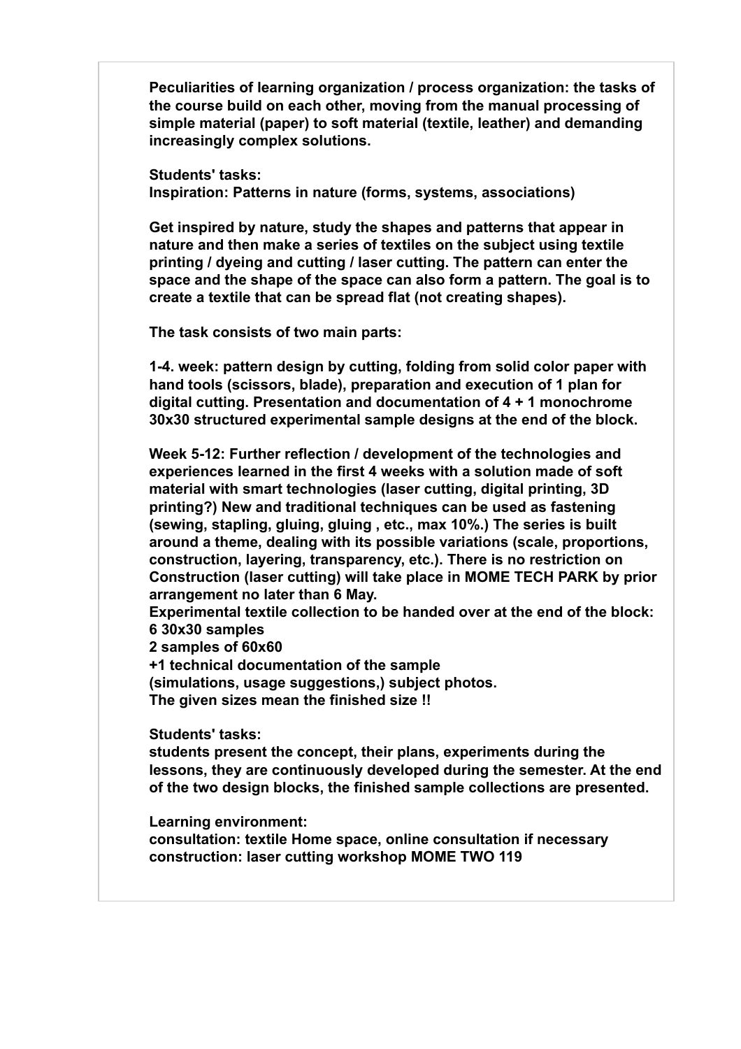**Peculiarities of learning organization / process organization: the tasks of the course build on each other, moving from the manual processing of simple material (paper) to soft material (textile, leather) and demanding increasingly complex solutions.**

**Students' tasks:**
**Inspiration: Patterns in nature (forms, systems, associations)**

**Get inspired by nature, study the shapes and patterns that appear in nature and then make a series of textiles on the subject using textile printing / dyeing and cutting / laser cutting. The pattern can enter the space and the shape of the space can also form a pattern. The goal is to create a textile that can be spread flat (not creating shapes).**

**The task consists of two main parts:**

**1-4. week: pattern design by cutting, folding from solid color paper with hand tools (scissors, blade), preparation and execution of 1 plan for digital cutting. Presentation and documentation of 4 + 1 monochrome 30x30 structured experimental sample designs at the end of the block.**

**Week 5-12: Further reflection / development of the technologies and experiences learned in the first 4 weeks with a solution made of soft material with smart technologies (laser cutting, digital printing, 3D printing?) New and traditional techniques can be used as fastening (sewing, stapling, gluing, gluing , etc., max 10%.) The series is built around a theme, dealing with its possible variations (scale, proportions, construction, layering, transparency, etc.). There is no restriction on Construction (laser cutting) will take place in MOME TECH PARK by prior arrangement no later than 6 May.**
**Experimental textile collection to be handed over at the end of the block:**
**6 30x30 samples**
**2 samples of 60x60**
**+1 technical documentation of the sample**
**(simulations, usage suggestions,) subject photos.**
**The given sizes mean the finished size !!**

**Students' tasks:**
**students present the concept, their plans, experiments during the lessons, they are continuously developed during the semester. At the end of the two design blocks, the finished sample collections are presented.**

**Learning environment:**
**consultation: textile Home space, online consultation if necessary**
**construction: laser cutting workshop MOME TWO 119**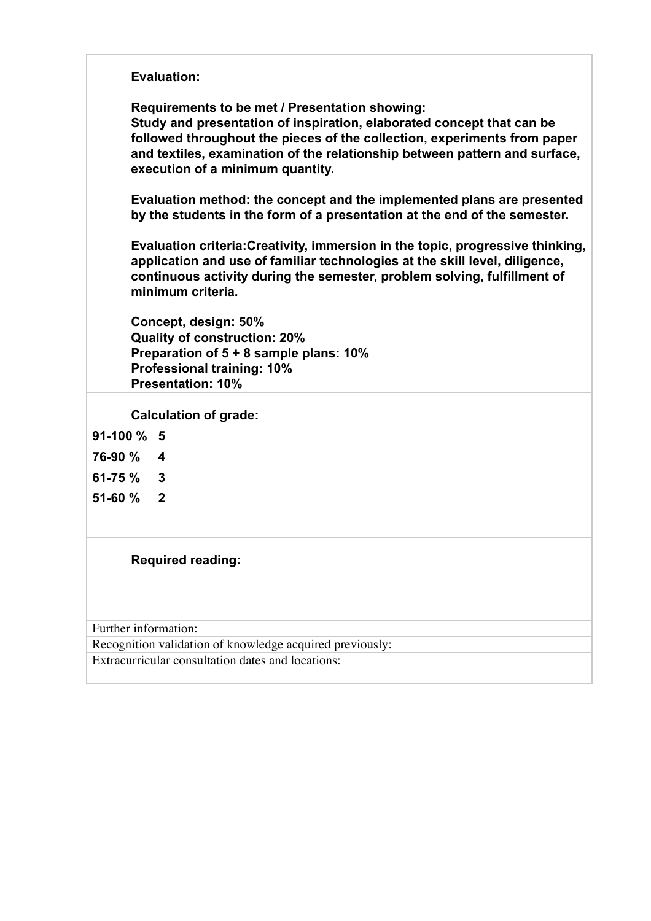**Evaluation:**

**Requirements to be met / Presentation showing:**
**Study and presentation of inspiration, elaborated concept that can be followed throughout the pieces of the collection, experiments from paper and textiles, examination of the relationship between pattern and surface, execution of a minimum quantity.**

**Evaluation method: the concept and the implemented plans are presented by the students in the form of a presentation at the end of the semester.**

**Evaluation criteria:Creativity, immersion in the topic, progressive thinking, application and use of familiar technologies at the skill level, diligence, continuous activity during the semester, problem solving, fulfillment of minimum criteria.**

**Concept, design: 50%**
**Quality of construction: 20%**
**Preparation of 5 + 8 sample plans: 10%**
**Professional training: 10%**
**Presentation: 10%**

**Calculation of grade:**

| | |
|---|---|
| **91-100 %** | **5** |
| **76-90 %** | **4** |
| **61-75 %** | **3** |
| **51-60 %** | **2** |

**Required reading:**

Further information:

Recognition validation of knowledge acquired previously:

Extracurricular consultation dates and locations: